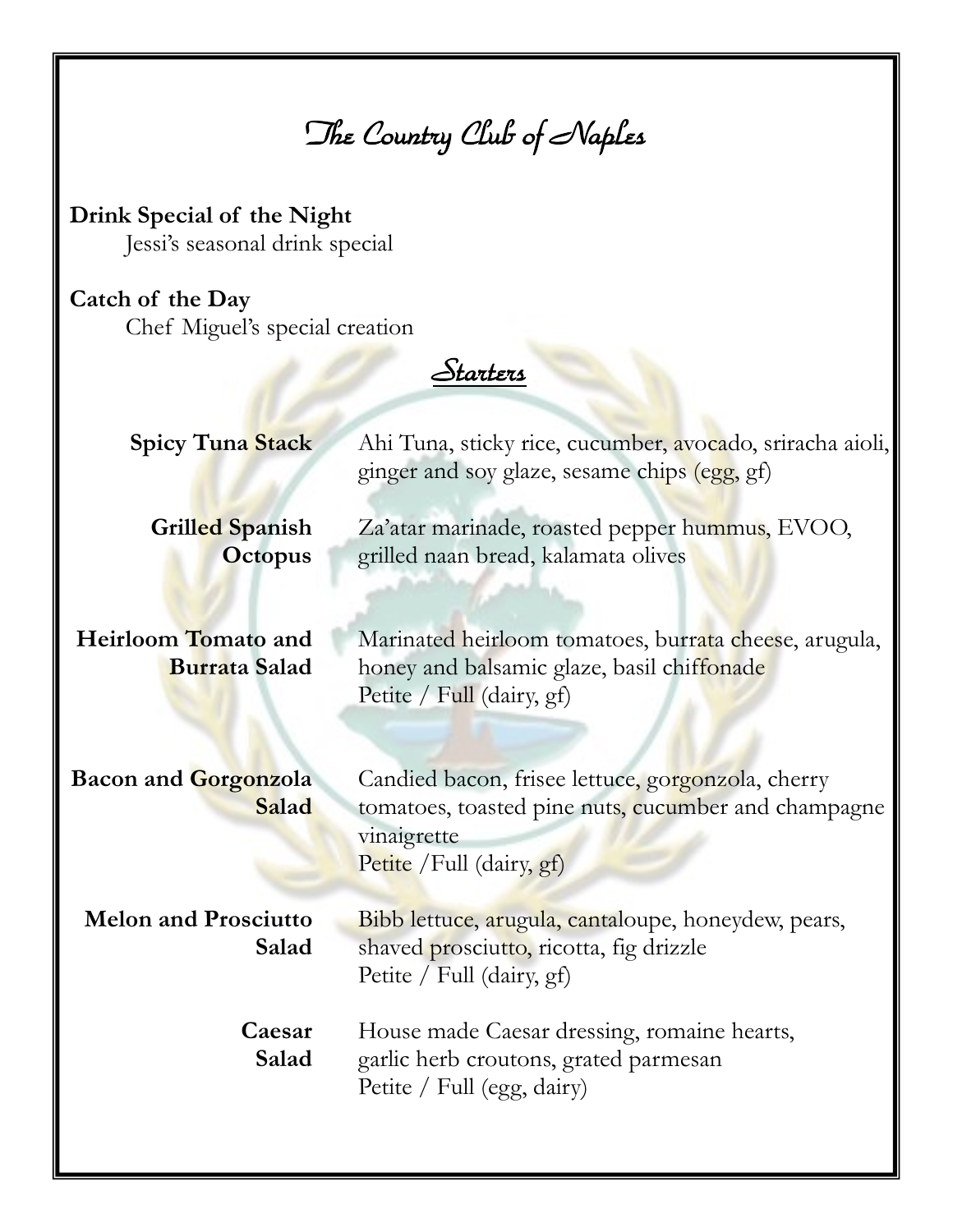# The Country Club of Naples

**Drink Special of the Night**
Jessi's seasonal drink special

**Catch of the Day**
Chef Miguel's special creation

## Starters

**Spicy Tuna Stack**
Ahi Tuna, sticky rice, cucumber, avocado, sriracha aioli, ginger and soy glaze, sesame chips (egg, gf)

**Grilled Spanish Octopus**
Za'atar marinade, roasted pepper hummus, EVOO, grilled naan bread, kalamata olives

**Heirloom Tomato and Burrata Salad**
Marinated heirloom tomatoes, burrata cheese, arugula, honey and balsamic glaze, basil chiffonade
Petite / Full (dairy, gf)

**Bacon and Gorgonzola Salad**
Candied bacon, frisee lettuce, gorgonzola, cherry tomatoes, toasted pine nuts, cucumber and champagne vinaigrette
Petite /Full (dairy, gf)

**Melon and Prosciutto Salad**
Bibb lettuce, arugula, cantaloupe, honeydew, pears, shaved prosciutto, ricotta, fig drizzle
Petite / Full (dairy, gf)

**Caesar Salad**
House made Caesar dressing, romaine hearts, garlic herb croutons, grated parmesan
Petite / Full (egg, dairy)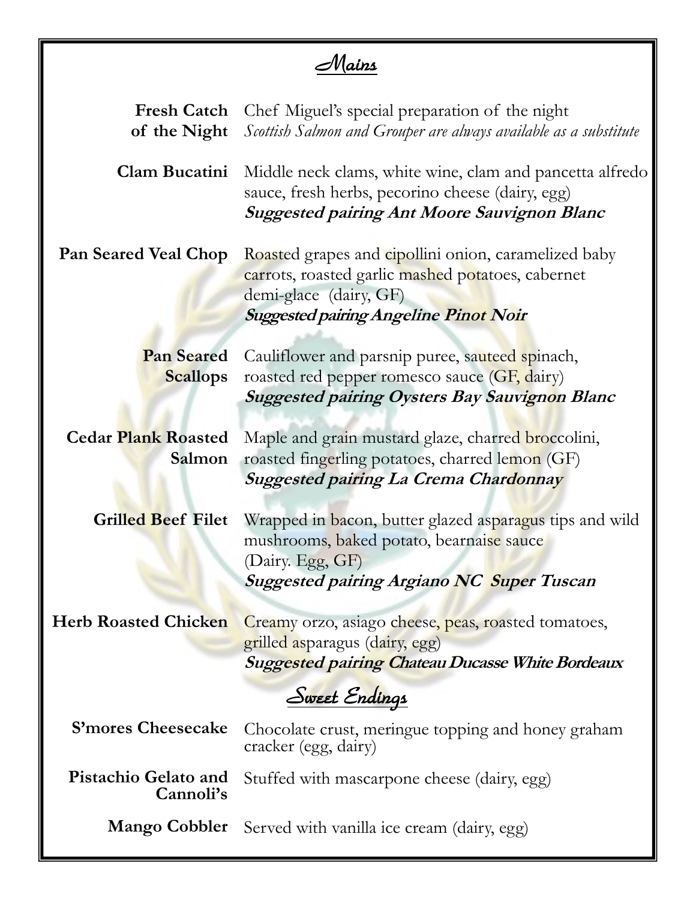## Mains

**Fresh Catch of the Night** Chef Miguel's special preparation of the night
*Scottish Salmon and Grouper are always available as a substitute*

**Clam Bucatini** Middle neck clams, white wine, clam and pancetta alfredo sauce, fresh herbs, pecorino cheese (dairy, egg)
***Suggested pairing Ant Moore Sauvignon Blanc***

**Pan Seared Veal Chop** Roasted grapes and cipollini onion, caramelized baby carrots, roasted garlic mashed potatoes, cabernet demi-glace (dairy, GF)
***Suggested pairing Angeline Pinot Noir***

**Pan Seared Scallops** Cauliflower and parsnip puree, sauteed spinach, roasted red pepper romesco sauce (GF, dairy)
***Suggested pairing Oysters Bay Sauvignon Blanc***

**Cedar Plank Roasted Salmon** Maple and grain mustard glaze, charred broccolini, roasted fingerling potatoes, charred lemon (GF)
***Suggested pairing La Crema Chardonnay***

**Grilled Beef Filet** Wrapped in bacon, butter glazed asparagus tips and wild mushrooms, baked potato, bearnaise sauce (Dairy. Egg, GF)
***Suggested pairing Argiano NC Super Tuscan***

**Herb Roasted Chicken** Creamy orzo, asiago cheese, peas, roasted tomatoes, grilled asparagus (dairy, egg)
***Suggested pairing Chateau Ducasse White Bordeaux***

## Sweet Endings

**S'mores Cheesecake** Chocolate crust, meringue topping and honey graham cracker (egg, dairy)

**Pistachio Gelato and Cannoli's** Stuffed with mascarpone cheese (dairy, egg)

**Mango Cobbler** Served with vanilla ice cream (dairy, egg)